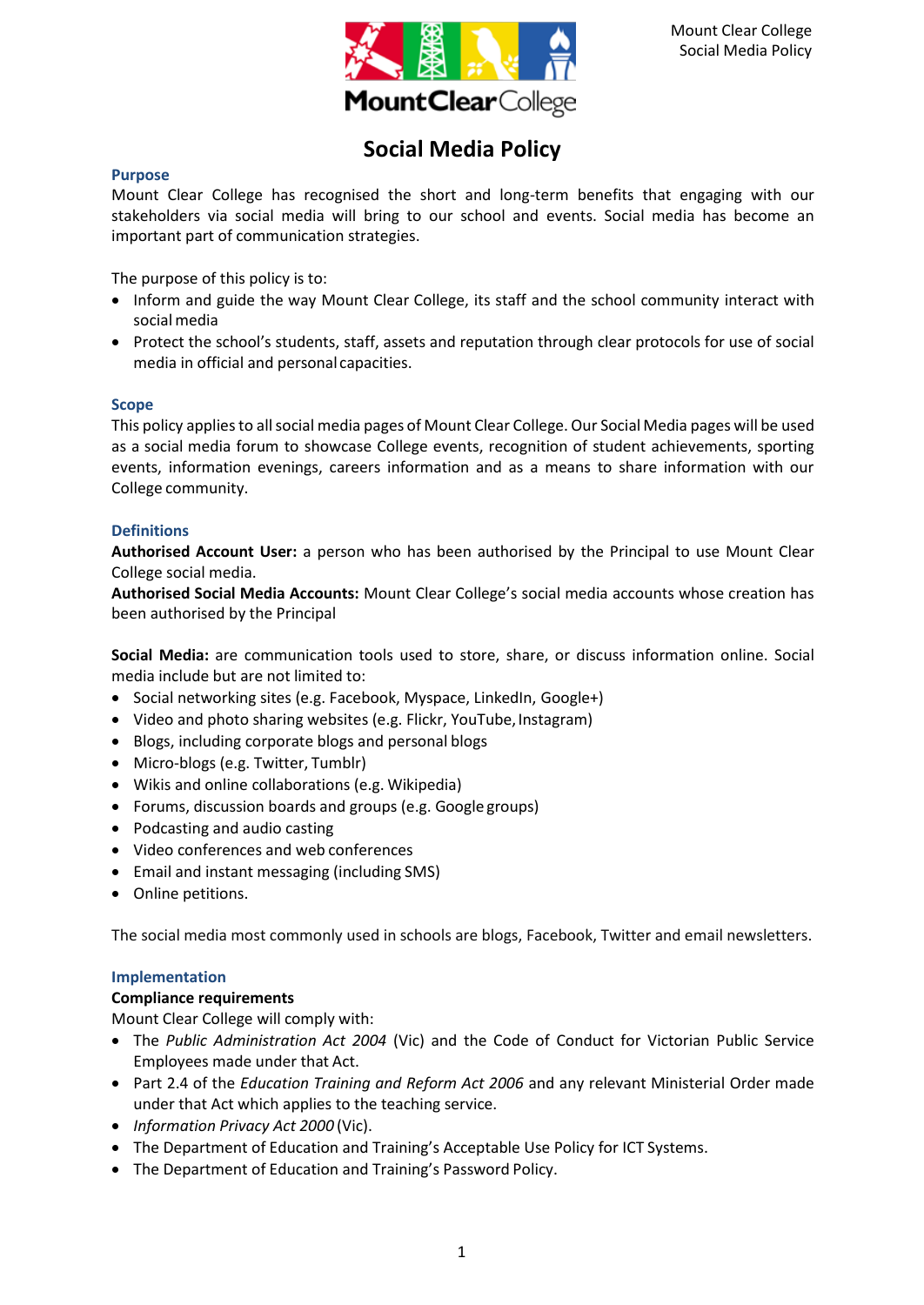# Social Media Policy

## Purpose

Mount Clear College has recognised the short and long-term benefits that engaging with our stakeholders via social media will bring to our school and events. Social media has become an important part of communication strategies.

The purpose of this policy is to:

- Inform and guide the way Mount Clear College, its staff and the school community interact with social media
- Protect the school's students, staff, assets and reputation through clear protocols for use of social media in official and personal capacities.

## Scope

This policy applies to all social media pages of Mount Clear College. Our Social Media pages will be used as a social media forum to showcase College events, recognition of student achievements, sporting events, information evenings, careers information and as a means to share information with our College community.

## Definitions

**Authorised Account User:** a person who has been authorised by the Principal to use Mount Clear College social media.

**Authorised Social Media Accounts:** Mount Clear College's social media accounts whose creation has been authorised by the Principal

**Social Media:** are communication tools used to store, share, or discuss information online. Social media include but are not limited to:

- Social networking sites (e.g. Facebook, Myspace, LinkedIn, Google+)
- Video and photo sharing websites (e.g. Flickr, YouTube, Instagram)
- Blogs, including corporate blogs and personal blogs
- Micro-blogs (e.g. Twitter, Tumblr)
- Wikis and online collaborations (e.g. Wikipedia)
- Forums, discussion boards and groups (e.g. Google groups)
- Podcasting and audio casting
- Video conferences and web conferences
- Email and instant messaging (including SMS)
- Online petitions.

The social media most commonly used in schools are blogs, Facebook, Twitter and email newsletters.

## Implementation

### Compliance requirements

Mount Clear College will comply with:

- The *Public Administration Act 2004* (Vic) and the Code of Conduct for Victorian Public Service Employees made under that Act.
- Part 2.4 of the *Education Training and Reform Act 2006* and any relevant Ministerial Order made under that Act which applies to the teaching service.
- *Information Privacy Act 2000* (Vic).
- The Department of Education and Training's Acceptable Use Policy for ICT Systems.
- The Department of Education and Training's Password Policy.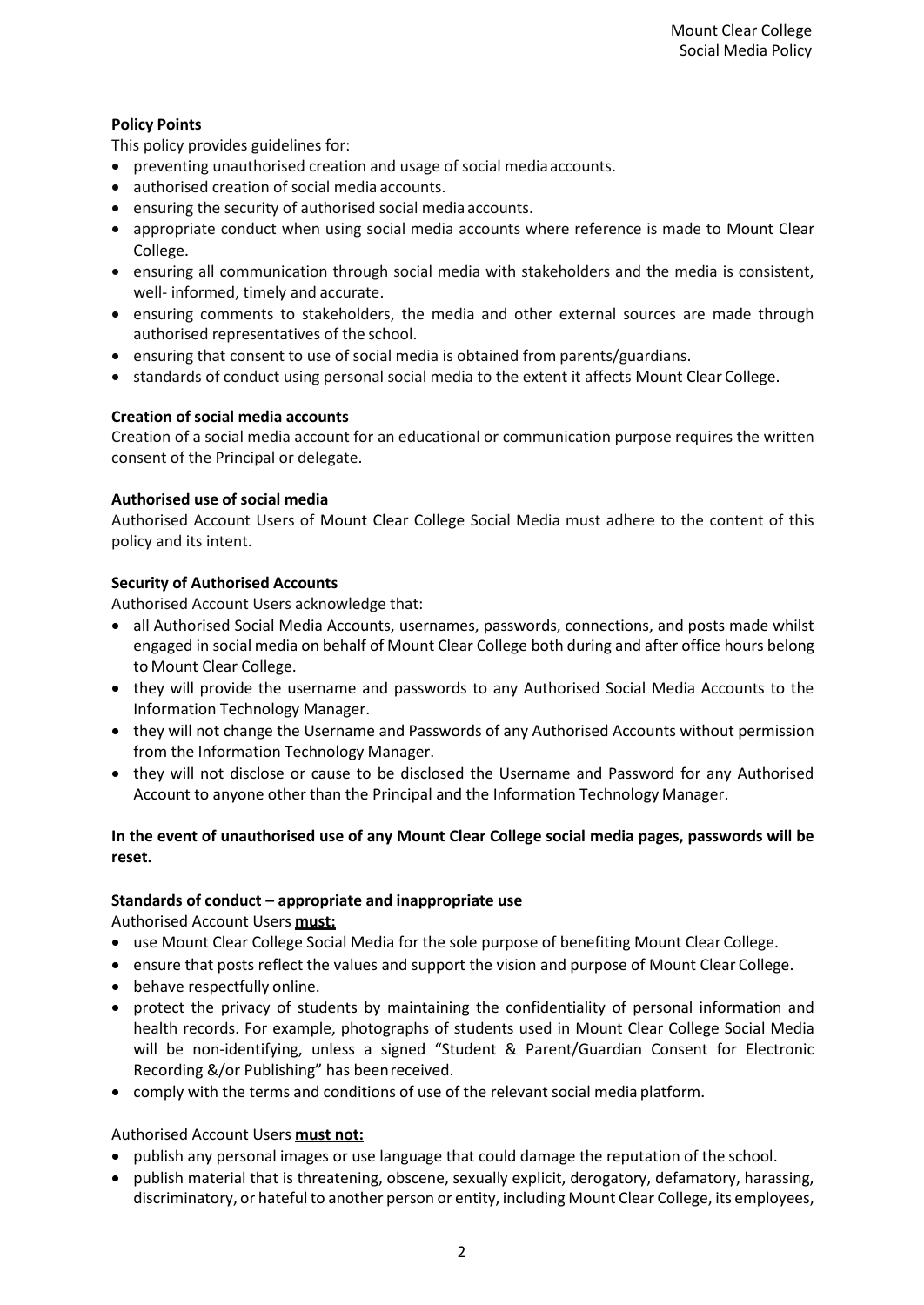**Policy Points**

This policy provides guidelines for:

- preventing unauthorised creation and usage of social media accounts.
- authorised creation of social media accounts.
- ensuring the security of authorised social media accounts.
- appropriate conduct when using social media accounts where reference is made to Mount Clear College.
- ensuring all communication through social media with stakeholders and the media is consistent, well- informed, timely and accurate.
- ensuring comments to stakeholders, the media and other external sources are made through authorised representatives of the school.
- ensuring that consent to use of social media is obtained from parents/guardians.
- standards of conduct using personal social media to the extent it affects Mount Clear College.

**Creation of social media accounts**

Creation of a social media account for an educational or communication purpose requires the written consent of the Principal or delegate.

**Authorised use of social media**

Authorised Account Users of Mount Clear College Social Media must adhere to the content of this policy and its intent.

**Security of Authorised Accounts**

Authorised Account Users acknowledge that:

- all Authorised Social Media Accounts, usernames, passwords, connections, and posts made whilst engaged in social media on behalf of Mount Clear College both during and after office hours belong to Mount Clear College.
- they will provide the username and passwords to any Authorised Social Media Accounts to the Information Technology Manager.
- they will not change the Username and Passwords of any Authorised Accounts without permission from the Information Technology Manager.
- they will not disclose or cause to be disclosed the Username and Password for any Authorised Account to anyone other than the Principal and the Information Technology Manager.

**In the event of unauthorised use of any Mount Clear College social media pages, passwords will be reset.**

**Standards of conduct – appropriate and inappropriate use**

Authorised Account Users **must:**

- use Mount Clear College Social Media for the sole purpose of benefiting Mount Clear College.
- ensure that posts reflect the values and support the vision and purpose of Mount Clear College.
- behave respectfully online.
- protect the privacy of students by maintaining the confidentiality of personal information and health records. For example, photographs of students used in Mount Clear College Social Media will be non-identifying, unless a signed "Student & Parent/Guardian Consent for Electronic Recording &/or Publishing" has been received.
- comply with the terms and conditions of use of the relevant social media platform.

Authorised Account Users **must not:**

- publish any personal images or use language that could damage the reputation of the school.
- publish material that is threatening, obscene, sexually explicit, derogatory, defamatory, harassing, discriminatory, or hateful to another person or entity, including Mount Clear College, its employees,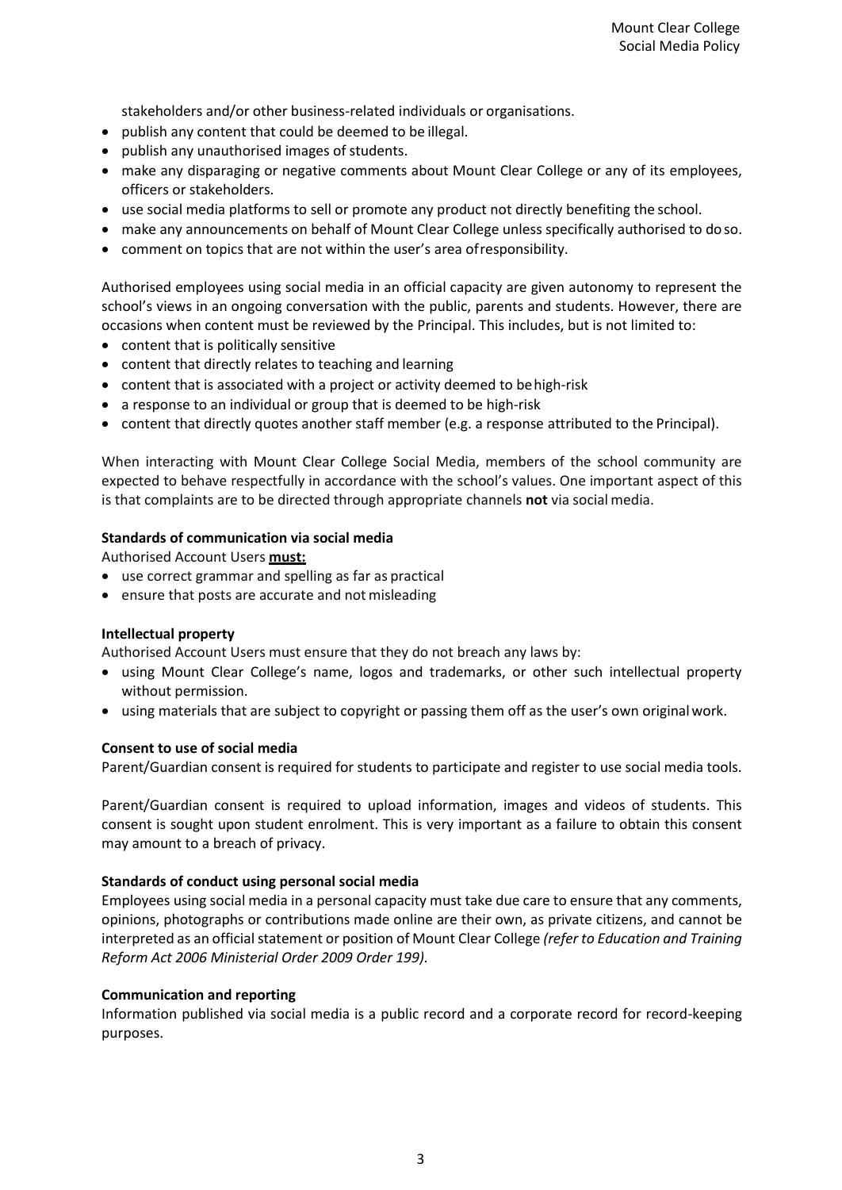stakeholders and/or other business-related individuals or organisations.

- publish any content that could be deemed to be illegal.
- publish any unauthorised images of students.
- make any disparaging or negative comments about Mount Clear College or any of its employees, officers or stakeholders.
- use social media platforms to sell or promote any product not directly benefiting the school.
- make any announcements on behalf of Mount Clear College unless specifically authorised to do so.
- comment on topics that are not within the user's area of responsibility.

Authorised employees using social media in an official capacity are given autonomy to represent the school's views in an ongoing conversation with the public, parents and students. However, there are occasions when content must be reviewed by the Principal. This includes, but is not limited to:

- content that is politically sensitive
- content that directly relates to teaching and learning
- content that is associated with a project or activity deemed to be high-risk
- a response to an individual or group that is deemed to be high-risk
- content that directly quotes another staff member (e.g. a response attributed to the Principal).

When interacting with Mount Clear College Social Media, members of the school community are expected to behave respectfully in accordance with the school's values. One important aspect of this is that complaints are to be directed through appropriate channels **not** via social media.

**Standards of communication via social media**

Authorised Account Users **must:**

- use correct grammar and spelling as far as practical
- ensure that posts are accurate and not misleading

**Intellectual property**

Authorised Account Users must ensure that they do not breach any laws by:

- using Mount Clear College's name, logos and trademarks, or other such intellectual property without permission.
- using materials that are subject to copyright or passing them off as the user's own original work.

**Consent to use of social media**

Parent/Guardian consent is required for students to participate and register to use social media tools.

Parent/Guardian consent is required to upload information, images and videos of students. This consent is sought upon student enrolment. This is very important as a failure to obtain this consent may amount to a breach of privacy.

**Standards of conduct using personal social media**

Employees using social media in a personal capacity must take due care to ensure that any comments, opinions, photographs or contributions made online are their own, as private citizens, and cannot be interpreted as an official statement or position of Mount Clear College *(refer to Education and Training Reform Act 2006 Ministerial Order 2009 Order 199)*.

**Communication and reporting**

Information published via social media is a public record and a corporate record for record-keeping purposes.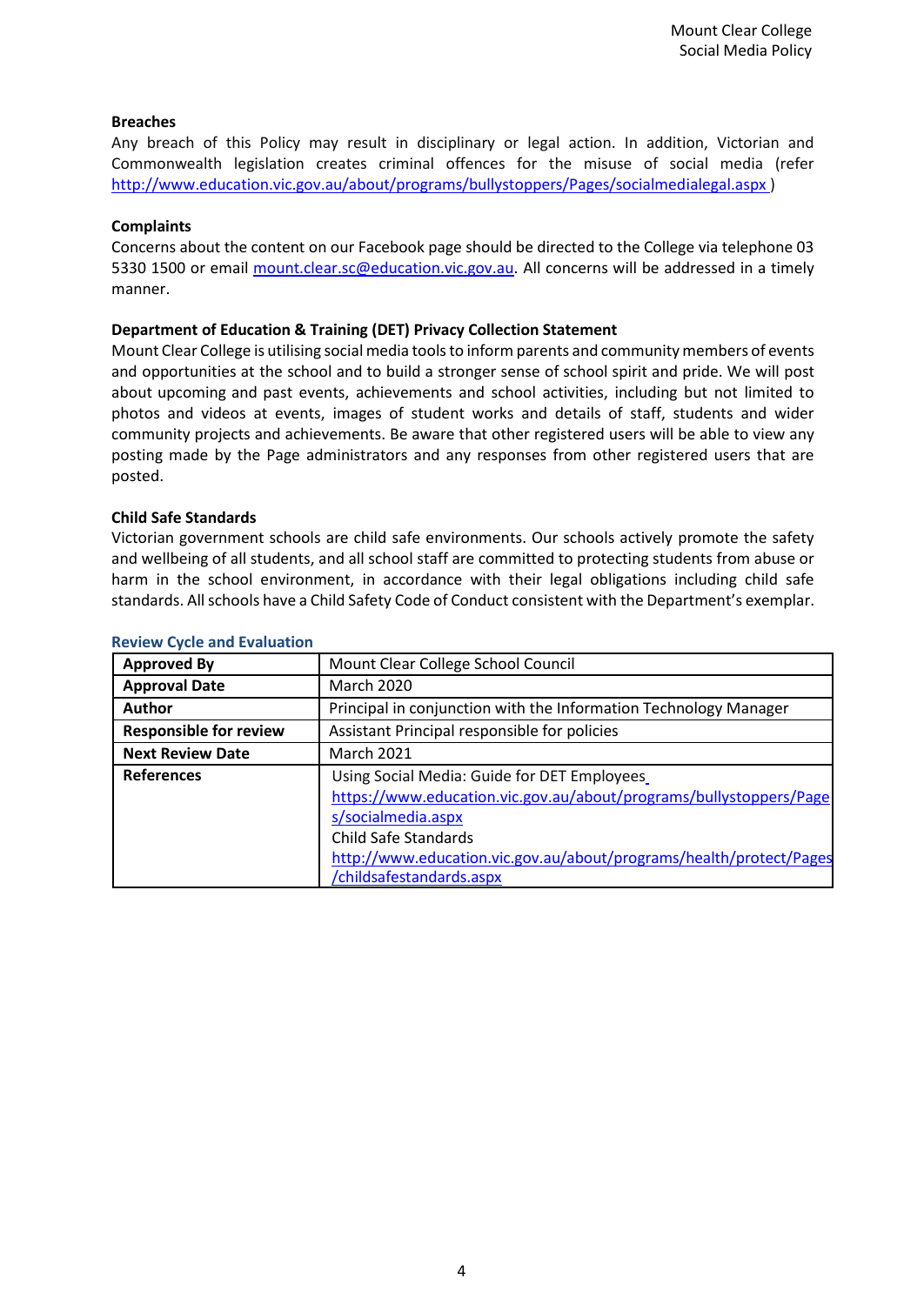**Breaches**

Any breach of this Policy may result in disciplinary or legal action. In addition, Victorian and Commonwealth legislation creates criminal offences for the misuse of social media (refer http://www.education.vic.gov.au/about/programs/bullystoppers/Pages/socialmedialegal.aspx )

**Complaints**

Concerns about the content on our Facebook page should be directed to the College via telephone 03 5330 1500 or email mount.clear.sc@education.vic.gov.au. All concerns will be addressed in a timely manner.

**Department of Education & Training (DET) Privacy Collection Statement**

Mount Clear College is utilising social media tools to inform parents and community members of events and opportunities at the school and to build a stronger sense of school spirit and pride. We will post about upcoming and past events, achievements and school activities, including but not limited to photos and videos at events, images of student works and details of staff, students and wider community projects and achievements. Be aware that other registered users will be able to view any posting made by the Page administrators and any responses from other registered users that are posted.

**Child Safe Standards**

Victorian government schools are child safe environments. Our schools actively promote the safety and wellbeing of all students, and all school staff are committed to protecting students from abuse or harm in the school environment, in accordance with their legal obligations including child safe standards. All schools have a Child Safety Code of Conduct consistent with the Department's exemplar.

## Review Cycle and Evaluation

| | |
|---|---|
| **Approved By** | Mount Clear College School Council |
| **Approval Date** | March 2020 |
| **Author** | Principal in conjunction with the Information Technology Manager |
| **Responsible for review** | Assistant Principal responsible for policies |
| **Next Review Date** | March 2021 |
| **References** | Using Social Media: Guide for DET Employees https://www.education.vic.gov.au/about/programs/bullystoppers/Pages/socialmedia.aspx<br>Child Safe Standards http://www.education.vic.gov.au/about/programs/health/protect/Pages/childsafestandards.aspx |